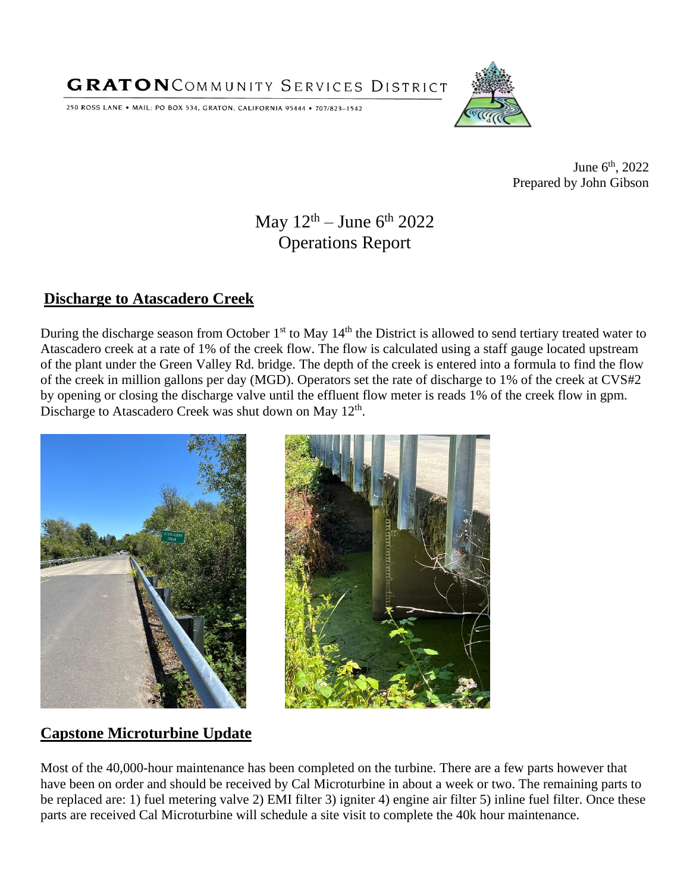# GRATON COMMUNITY SERVICES DISTRICT

250 ROSS LANE • MAIL: PO BOX 534, GRATON, CALIFORNIA 95444 • 707/823-1542

June 6th, 2022
Prepared by John Gibson

## May 12th – June 6th 2022 Operations Report

## Discharge to Atascadero Creek

During the discharge season from October 1st to May 14th the District is allowed to send tertiary treated water to Atascadero creek at a rate of 1% of the creek flow. The flow is calculated using a staff gauge located upstream of the plant under the Green Valley Rd. bridge. The depth of the creek is entered into a formula to find the flow of the creek in million gallons per day (MGD). Operators set the rate of discharge to 1% of the creek at CVS#2 by opening or closing the discharge valve until the effluent flow meter is reads 1% of the creek flow in gpm. Discharge to Atascadero Creek was shut down on May 12th.

## Capstone Microturbine Update

Most of the 40,000-hour maintenance has been completed on the turbine. There are a few parts however that have been on order and should be received by Cal Microturbine in about a week or two. The remaining parts to be replaced are: 1) fuel metering valve 2) EMI filter 3) igniter 4) engine air filter 5) inline fuel filter. Once these parts are received Cal Microturbine will schedule a site visit to complete the 40k hour maintenance.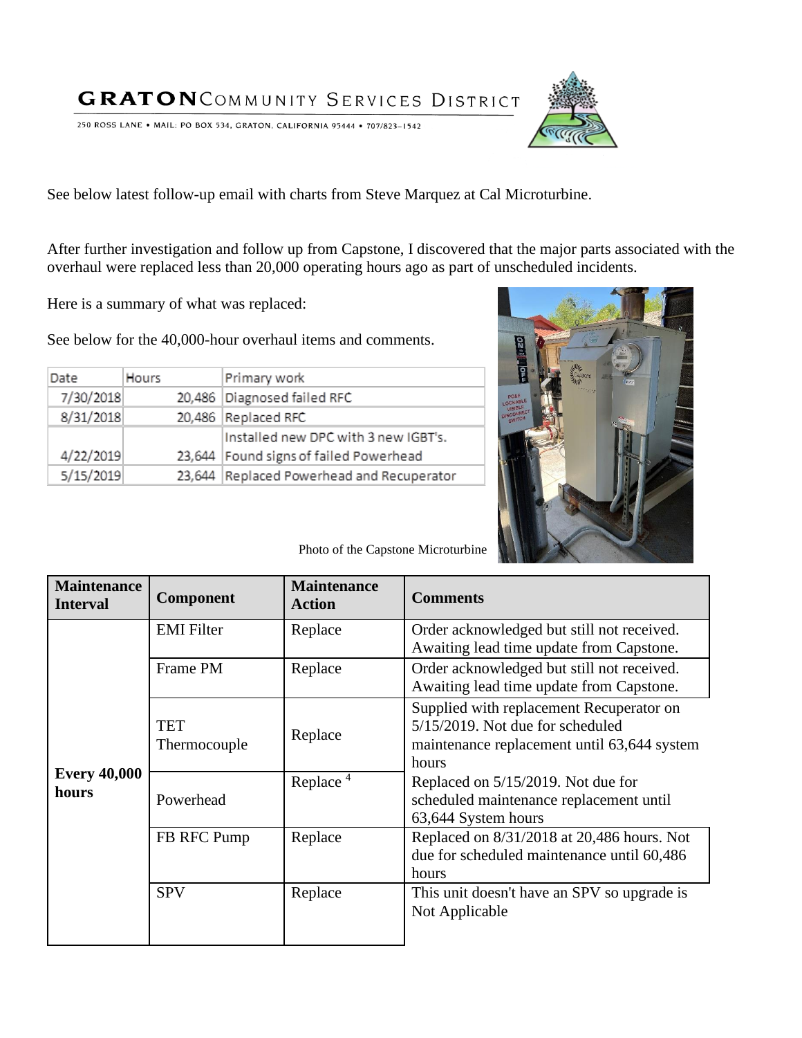# GRATON COMMUNITY SERVICES DISTRICT

250 ROSS LANE • MAIL: PO BOX 534, GRATON, CALIFORNIA 95444 • 707/823-1542

See below latest follow-up email with charts from Steve Marquez at Cal Microturbine.

After further investigation and follow up from Capstone, I discovered that the major parts associated with the overhaul were replaced less than 20,000 operating hours ago as part of unscheduled incidents.

Here is a summary of what was replaced:

See below for the 40,000-hour overhaul items and comments.

| Date | Hours | Primary work |
|---|---|---|
| 7/30/2018 | 20,486 | Diagnosed failed RFC |
| 8/31/2018 | 20,486 | Replaced RFC |
| 4/22/2019 | 23,644 | Installed new DPC with 3 new IGBT's. Found signs of failed Powerhead |
| 5/15/2019 | 23,644 | Replaced Powerhead and Recuperator |

Photo of the Capstone Microturbine

| Maintenance Interval | Component | Maintenance Action | Comments |
|---|---|---|---|
| Every 40,000 hours | EMI Filter | Replace | Order acknowledged but still not received. Awaiting lead time update from Capstone. |
| | Frame PM | Replace | Order acknowledged but still not received. Awaiting lead time update from Capstone. |
| | TET Thermocouple | Replace | Supplied with replacement Recuperator on 5/15/2019. Not due for scheduled maintenance replacement until 63,644 system hours |
| | Powerhead | Replace [4] | Replaced on 5/15/2019. Not due for scheduled maintenance replacement until 63,644 System hours |
| | FB RFC Pump | Replace | Replaced on 8/31/2018 at 20,486 hours. Not due for scheduled maintenance until 60,486 hours |
| | SPV | Replace | This unit doesn't have an SPV so upgrade is Not Applicable |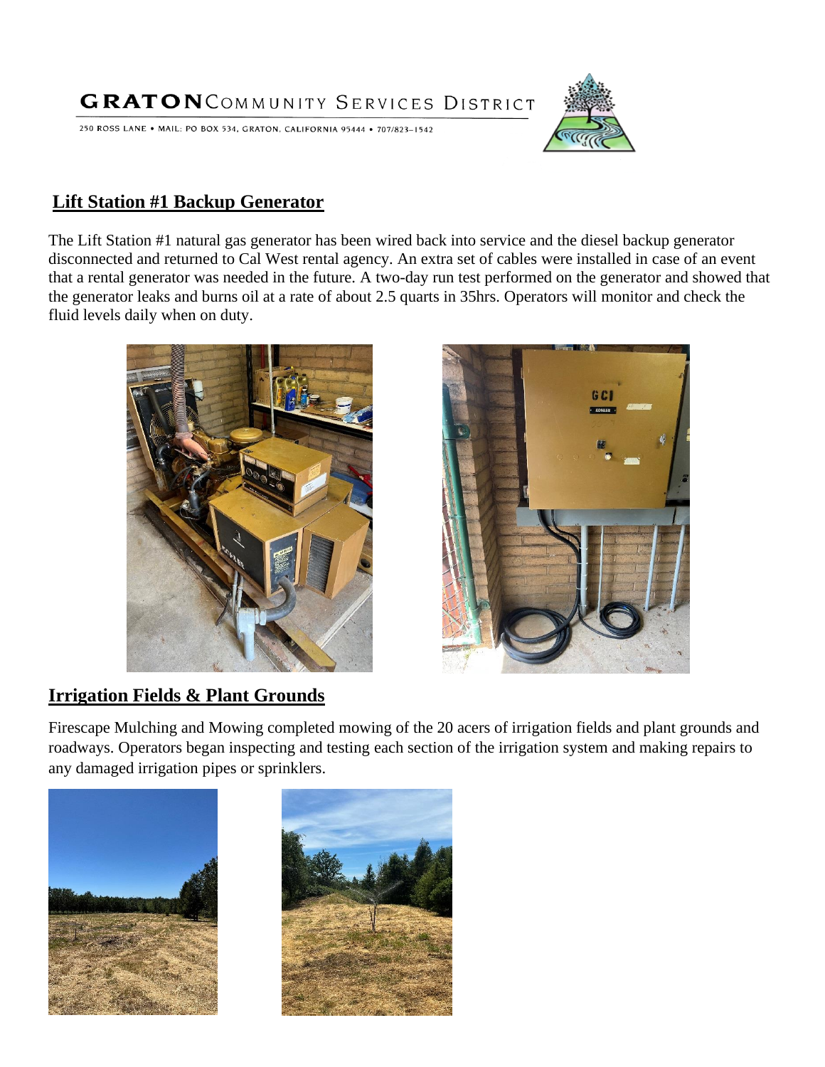GRATON COMMUNITY SERVICES DISTRICT

250 ROSS LANE • MAIL: PO BOX 534, GRATON, CALIFORNIA 95444 • 707/823-1542

## Lift Station #1 Backup Generator

The Lift Station #1 natural gas generator has been wired back into service and the diesel backup generator disconnected and returned to Cal West rental agency. An extra set of cables were installed in case of an event that a rental generator was needed in the future. A two-day run test performed on the generator and showed that the generator leaks and burns oil at a rate of about 2.5 quarts in 35hrs. Operators will monitor and check the fluid levels daily when on duty.

## Irrigation Fields & Plant Grounds

Firescape Mulching and Mowing completed mowing of the 20 acers of irrigation fields and plant grounds and roadways. Operators began inspecting and testing each section of the irrigation system and making repairs to any damaged irrigation pipes or sprinklers.